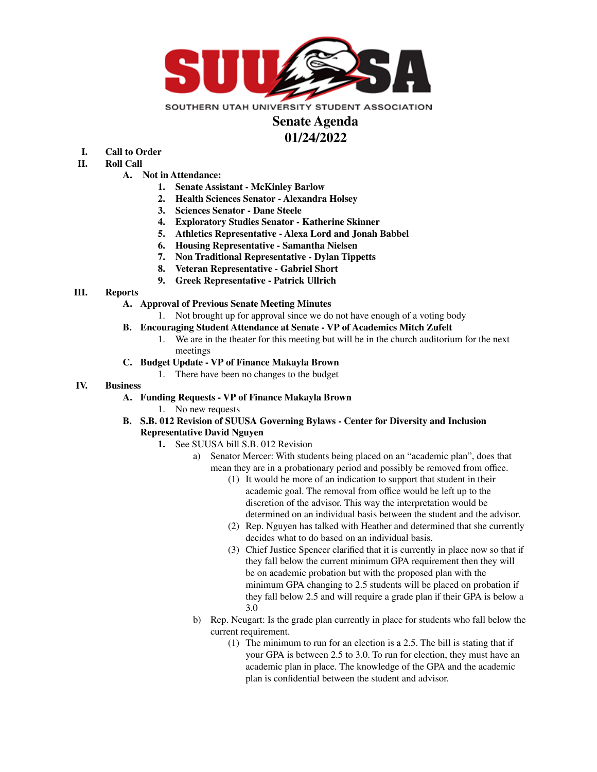SOUTHERN UTAH UNIVERSITY STUDENT ASSOCIATION

# Senate Agenda
# 01/24/2022

I. **Call to Order**

II. **Roll Call**

  A. **Not in Attendance:**
    1. **Senate Assistant - McKinley Barlow**
    2. **Health Sciences Senator - Alexandra Holsey**
    3. **Sciences Senator - Dane Steele**
    4. **Exploratory Studies Senator - Katherine Skinner**
    5. **Athletics Representative - Alexa Lord and Jonah Babbel**
    6. **Housing Representative - Samantha Nielsen**
    7. **Non Traditional Representative - Dylan Tippetts**
    8. **Veteran Representative - Gabriel Short**
    9. **Greek Representative - Patrick Ullrich**

III. **Reports**

  A. **Approval of Previous Senate Meeting Minutes**
    1. Not brought up for approval since we do not have enough of a voting body

  B. **Encouraging Student Attendance at Senate - VP of Academics Mitch Zufelt**
    1. We are in the theater for this meeting but will be in the church auditorium for the next meetings

  C. **Budget Update - VP of Finance Makayla Brown**
    1. There have been no changes to the budget

IV. **Business**

  A. **Funding Requests - VP of Finance Makayla Brown**
    1. No new requests

  B. **S.B. 012 Revision of SUUSA Governing Bylaws - Center for Diversity and Inclusion Representative David Nguyen**
    1. See SUUSA bill S.B. 012 Revision
      a) Senator Mercer: With students being placed on an "academic plan", does that mean they are in a probationary period and possibly be removed from office.
        (1) It would be more of an indication to support that student in their academic goal. The removal from office would be left up to the discretion of the advisor. This way the interpretation would be determined on an individual basis between the student and the advisor.
        (2) Rep. Nguyen has talked with Heather and determined that she currently decides what to do based on an individual basis.
        (3) Chief Justice Spencer clarified that it is currently in place now so that if they fall below the current minimum GPA requirement then they will be on academic probation but with the proposed plan with the minimum GPA changing to 2.5 students will be placed on probation if they fall below 2.5 and will require a grade plan if their GPA is below a 3.0
      b) Rep. Neugart: Is the grade plan currently in place for students who fall below the current requirement.
        (1) The minimum to run for an election is a 2.5. The bill is stating that if your GPA is between 2.5 to 3.0. To run for election, they must have an academic plan in place. The knowledge of the GPA and the academic plan is confidential between the student and advisor.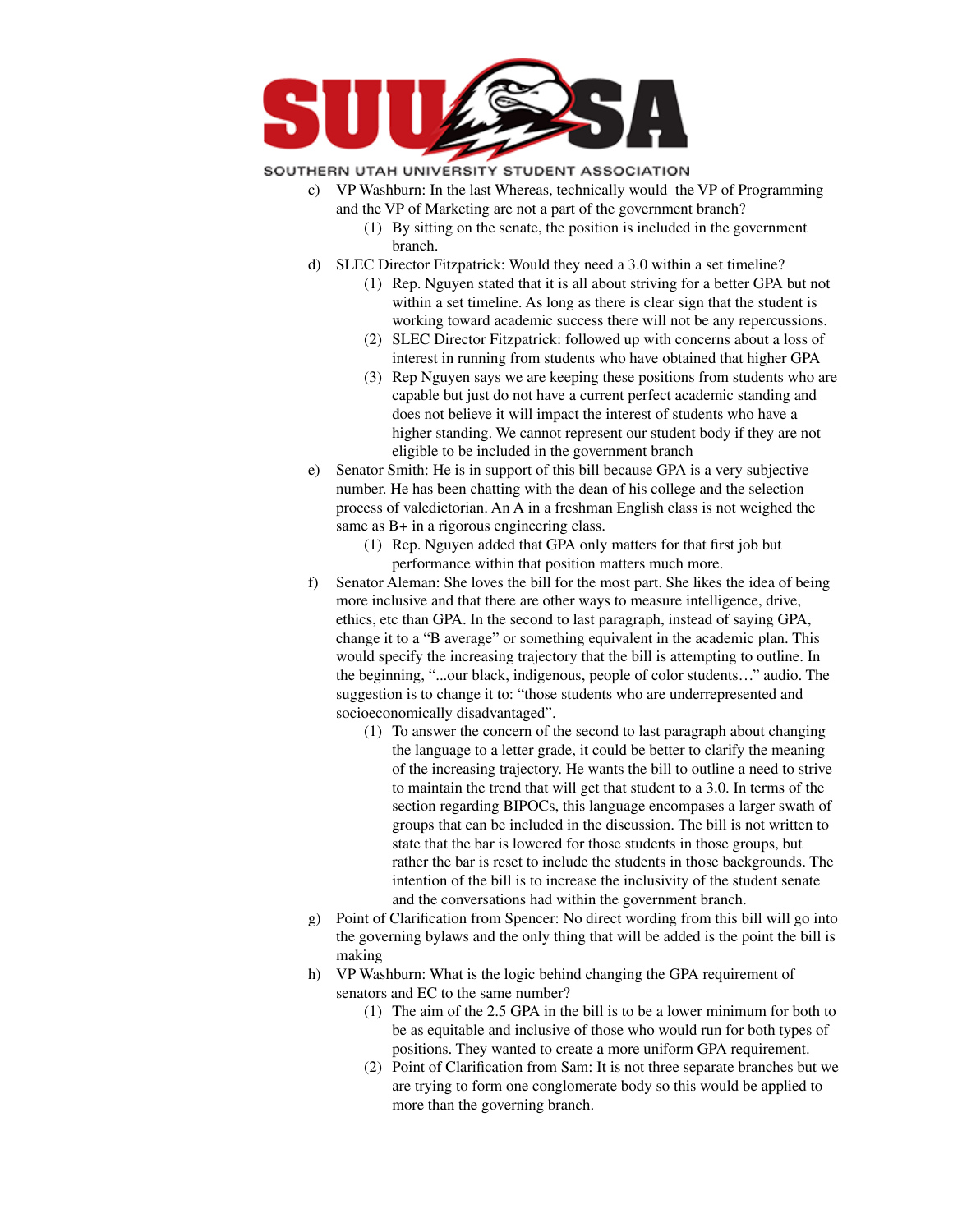c) VP Washburn: In the last Whereas, technically would the VP of Programming and the VP of Marketing are not a part of the government branch?
    (1) By sitting on the senate, the position is included in the government branch.

d) SLEC Director Fitzpatrick: Would they need a 3.0 within a set timeline?
    (1) Rep. Nguyen stated that it is all about striving for a better GPA but not within a set timeline. As long as there is clear sign that the student is working toward academic success there will not be any repercussions.
    (2) SLEC Director Fitzpatrick: followed up with concerns about a loss of interest in running from students who have obtained that higher GPA
    (3) Rep Nguyen says we are keeping these positions from students who are capable but just do not have a current perfect academic standing and does not believe it will impact the interest of students who have a higher standing. We cannot represent our student body if they are not eligible to be included in the government branch

e) Senator Smith: He is in support of this bill because GPA is a very subjective number. He has been chatting with the dean of his college and the selection process of valedictorian. An A in a freshman English class is not weighed the same as B+ in a rigorous engineering class.
    (1) Rep. Nguyen added that GPA only matters for that first job but performance within that position matters much more.

f) Senator Aleman: She loves the bill for the most part. She likes the idea of being more inclusive and that there are other ways to measure intelligence, drive, ethics, etc than GPA. In the second to last paragraph, instead of saying GPA, change it to a "B average" or something equivalent in the academic plan. This would specify the increasing trajectory that the bill is attempting to outline. In the beginning, "...our black, indigenous, people of color students…" audio. The suggestion is to change it to: "those students who are underrepresented and socioeconomically disadvantaged".
    (1) To answer the concern of the second to last paragraph about changing the language to a letter grade, it could be better to clarify the meaning of the increasing trajectory. He wants the bill to outline a need to strive to maintain the trend that will get that student to a 3.0. In terms of the section regarding BIPOCs, this language encompasses a larger swath of groups that can be included in the discussion. The bill is not written to state that the bar is lowered for those students in those groups, but rather the bar is reset to include the students in those backgrounds. The intention of the bill is to increase the inclusivity of the student senate and the conversations had within the government branch.

g) Point of Clarification from Spencer: No direct wording from this bill will go into the governing bylaws and the only thing that will be added is the point the bill is making

h) VP Washburn: What is the logic behind changing the GPA requirement of senators and EC to the same number?
    (1) The aim of the 2.5 GPA in the bill is to be a lower minimum for both to be as equitable and inclusive of those who would run for both types of positions. They wanted to create a more uniform GPA requirement.
    (2) Point of Clarification from Sam: It is not three separate branches but we are trying to form one conglomerate body so this would be applied to more than the governing branch.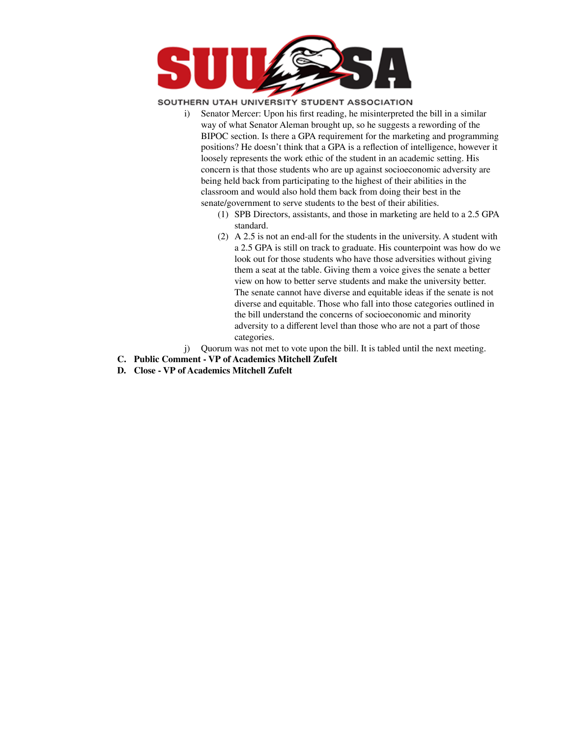i) Senator Mercer: Upon his first reading, he misinterpreted the bill in a similar way of what Senator Aleman brought up, so he suggests a rewording of the BIPOC section. Is there a GPA requirement for the marketing and programming positions? He doesn't think that a GPA is a reflection of intelligence, however it loosely represents the work ethic of the student in an academic setting. His concern is that those students who are up against socioeconomic adversity are being held back from participating to the highest of their abilities in the classroom and would also hold them back from doing their best in the senate/government to serve students to the best of their abilities.
   (1) SPB Directors, assistants, and those in marketing are held to a 2.5 GPA standard.
   (2) A 2.5 is not an end-all for the students in the university. A student with a 2.5 GPA is still on track to graduate. His counterpoint was how do we look out for those students who have those adversities without giving them a seat at the table. Giving them a voice gives the senate a better view on how to better serve students and make the university better. The senate cannot have diverse and equitable ideas if the senate is not diverse and equitable. Those who fall into those categories outlined in the bill understand the concerns of socioeconomic and minority adversity to a different level than those who are not a part of those categories.

j) Quorum was not met to vote upon the bill. It is tabled until the next meeting.

**C. Public Comment - VP of Academics Mitchell Zufelt**

**D. Close - VP of Academics Mitchell Zufelt**